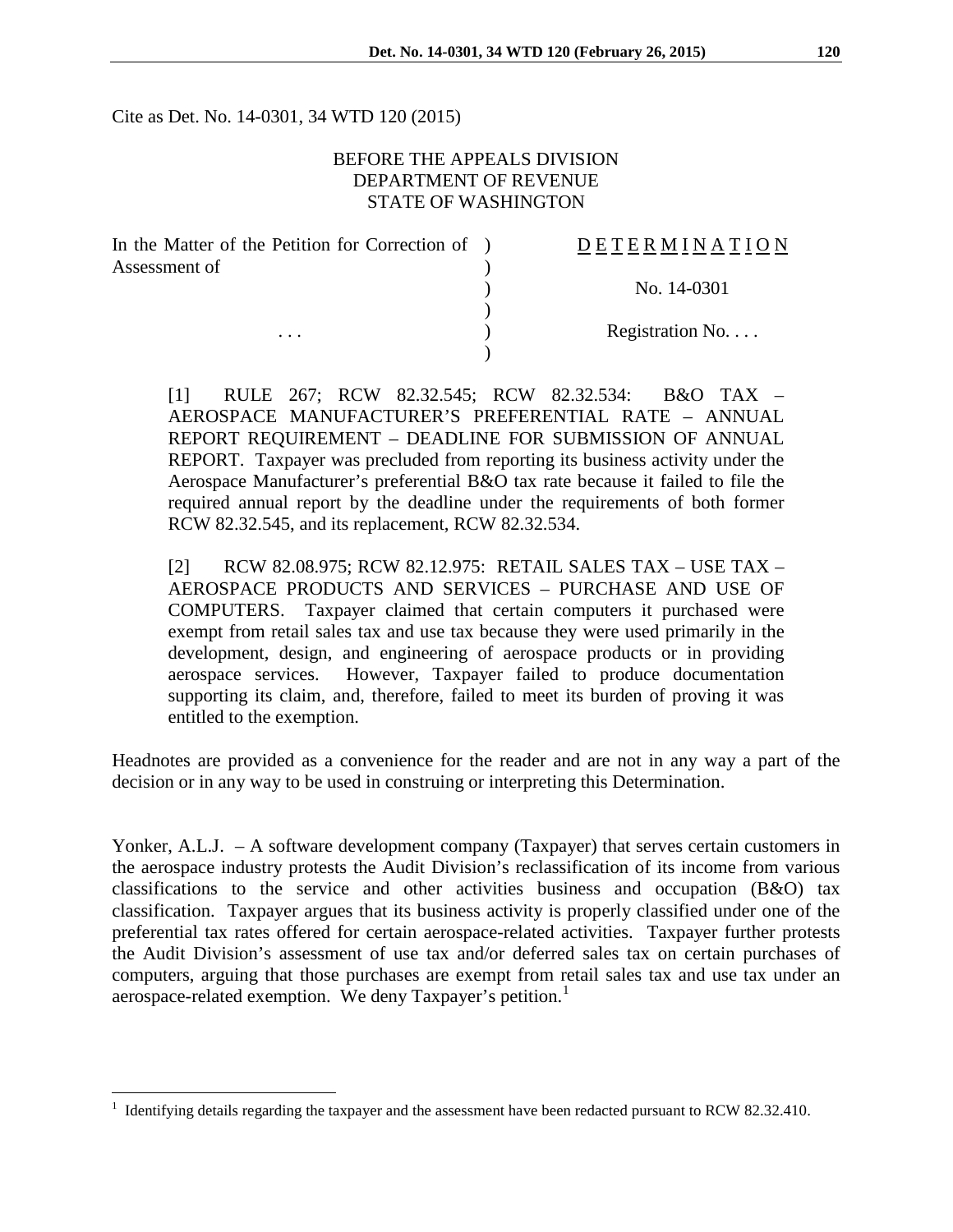Cite as Det. No. 14-0301, 34 WTD 120 (2015)

BEFORE THE APPEALS DIVISION
DEPARTMENT OF REVENUE
STATE OF WASHINGTON

| | | |
|---|---|---|
| In the Matter of the Petition for Correction of Assessment of | ) | D E T E R M I N A T I O N |
| | ) | No. 14-0301 |
| . . . | ) | Registration No. . . . |

[1] RULE 267; RCW 82.32.545; RCW 82.32.534: B&O TAX – AEROSPACE MANUFACTURER'S PREFERENTIAL RATE – ANNUAL REPORT REQUIREMENT – DEADLINE FOR SUBMISSION OF ANNUAL REPORT. Taxpayer was precluded from reporting its business activity under the Aerospace Manufacturer's preferential B&O tax rate because it failed to file the required annual report by the deadline under the requirements of both former RCW 82.32.545, and its replacement, RCW 82.32.534.

[2] RCW 82.08.975; RCW 82.12.975: RETAIL SALES TAX – USE TAX – AEROSPACE PRODUCTS AND SERVICES – PURCHASE AND USE OF COMPUTERS. Taxpayer claimed that certain computers it purchased were exempt from retail sales tax and use tax because they were used primarily in the development, design, and engineering of aerospace products or in providing aerospace services. However, Taxpayer failed to produce documentation supporting its claim, and, therefore, failed to meet its burden of proving it was entitled to the exemption.

Headnotes are provided as a convenience for the reader and are not in any way a part of the decision or in any way to be used in construing or interpreting this Determination.

Yonker, A.L.J. – A software development company (Taxpayer) that serves certain customers in the aerospace industry protests the Audit Division's reclassification of its income from various classifications to the service and other activities business and occupation (B&O) tax classification. Taxpayer argues that its business activity is properly classified under one of the preferential tax rates offered for certain aerospace-related activities. Taxpayer further protests the Audit Division's assessment of use tax and/or deferred sales tax on certain purchases of computers, arguing that those purchases are exempt from retail sales tax and use tax under an aerospace-related exemption. We deny Taxpayer's petition.[1]

[1] Identifying details regarding the taxpayer and the assessment have been redacted pursuant to RCW 82.32.410.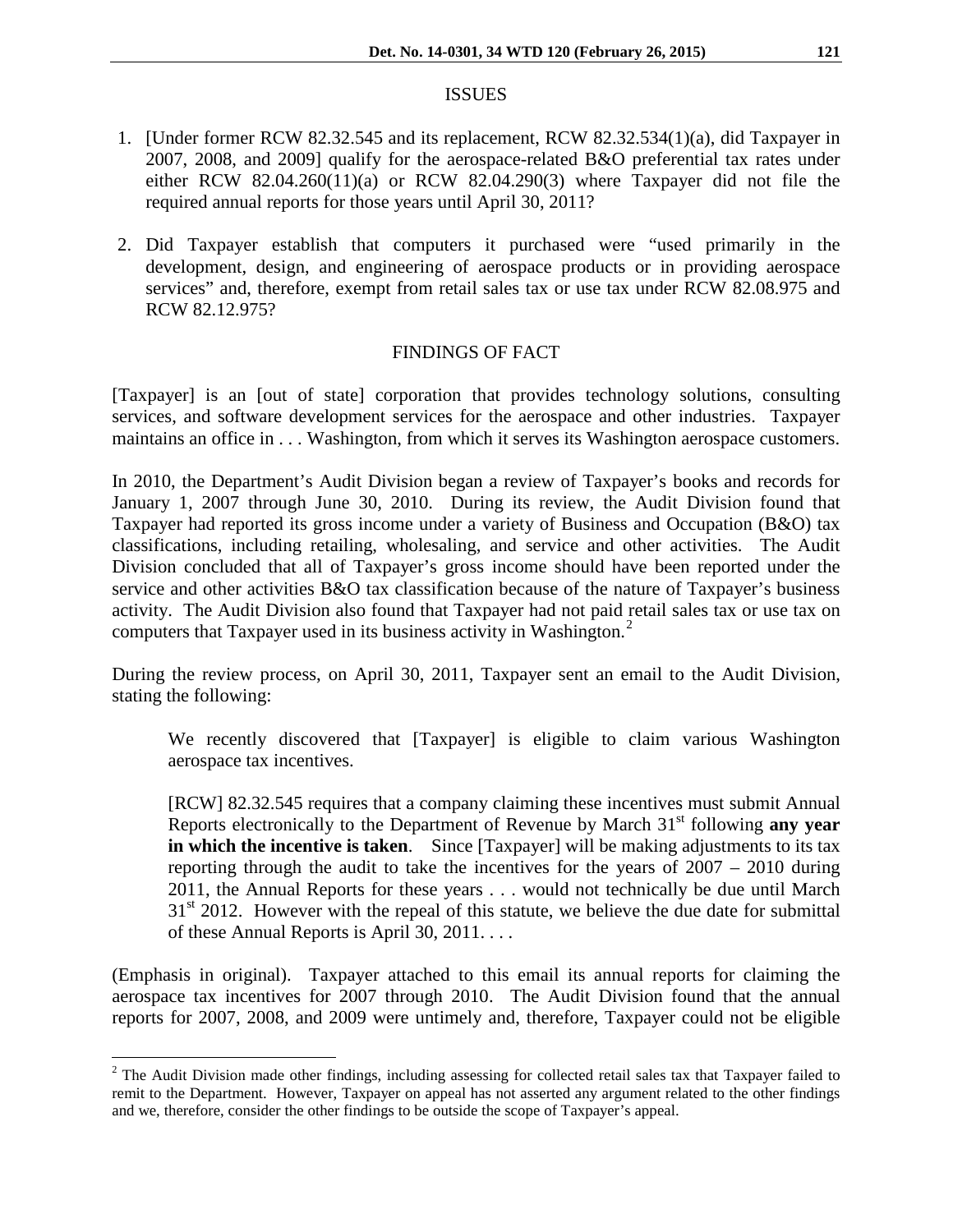## ISSUES

1. [Under former RCW 82.32.545 and its replacement, RCW 82.32.534(1)(a), did Taxpayer in 2007, 2008, and 2009] qualify for the aerospace-related B&O preferential tax rates under either RCW 82.04.260(11)(a) or RCW 82.04.290(3) where Taxpayer did not file the required annual reports for those years until April 30, 2011?

2. Did Taxpayer establish that computers it purchased were "used primarily in the development, design, and engineering of aerospace products or in providing aerospace services" and, therefore, exempt from retail sales tax or use tax under RCW 82.08.975 and RCW 82.12.975?

## FINDINGS OF FACT

[Taxpayer] is an [out of state] corporation that provides technology solutions, consulting services, and software development services for the aerospace and other industries. Taxpayer maintains an office in . . . Washington, from which it serves its Washington aerospace customers.

In 2010, the Department's Audit Division began a review of Taxpayer's books and records for January 1, 2007 through June 30, 2010. During its review, the Audit Division found that Taxpayer had reported its gross income under a variety of Business and Occupation (B&O) tax classifications, including retailing, wholesaling, and service and other activities. The Audit Division concluded that all of Taxpayer's gross income should have been reported under the service and other activities B&O tax classification because of the nature of Taxpayer's business activity. The Audit Division also found that Taxpayer had not paid retail sales tax or use tax on computers that Taxpayer used in its business activity in Washington.[2]

During the review process, on April 30, 2011, Taxpayer sent an email to the Audit Division, stating the following:

> We recently discovered that [Taxpayer] is eligible to claim various Washington aerospace tax incentives.
>
> [RCW] 82.32.545 requires that a company claiming these incentives must submit Annual Reports electronically to the Department of Revenue by March 31st following **any year in which the incentive is taken**. Since [Taxpayer] will be making adjustments to its tax reporting through the audit to take the incentives for the years of 2007 – 2010 during 2011, the Annual Reports for these years . . . would not technically be due until March 31st 2012. However with the repeal of this statute, we believe the due date for submittal of these Annual Reports is April 30, 2011. . . .

(Emphasis in original). Taxpayer attached to this email its annual reports for claiming the aerospace tax incentives for 2007 through 2010. The Audit Division found that the annual reports for 2007, 2008, and 2009 were untimely and, therefore, Taxpayer could not be eligible

---

[2] The Audit Division made other findings, including assessing for collected retail sales tax that Taxpayer failed to remit to the Department. However, Taxpayer on appeal has not asserted any argument related to the other findings and we, therefore, consider the other findings to be outside the scope of Taxpayer's appeal.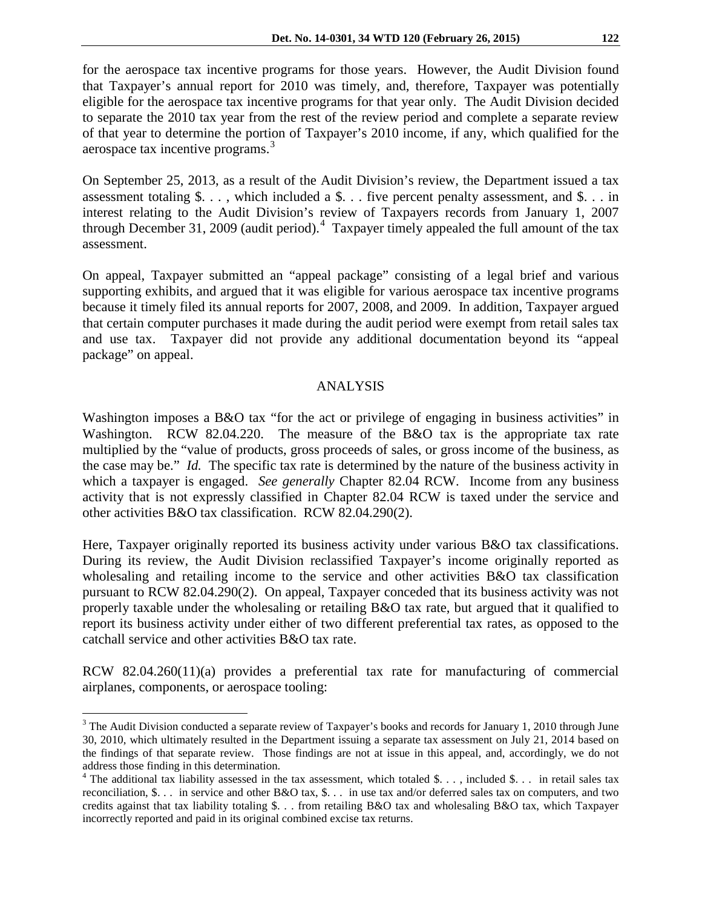for the aerospace tax incentive programs for those years. However, the Audit Division found that Taxpayer's annual report for 2010 was timely, and, therefore, Taxpayer was potentially eligible for the aerospace tax incentive programs for that year only. The Audit Division decided to separate the 2010 tax year from the rest of the review period and complete a separate review of that year to determine the portion of Taxpayer's 2010 income, if any, which qualified for the aerospace tax incentive programs.[3]

On September 25, 2013, as a result of the Audit Division's review, the Department issued a tax assessment totaling $. . . , which included a $. . . five percent penalty assessment, and $. . . in interest relating to the Audit Division's review of Taxpayers records from January 1, 2007 through December 31, 2009 (audit period).[4] Taxpayer timely appealed the full amount of the tax assessment.

On appeal, Taxpayer submitted an "appeal package" consisting of a legal brief and various supporting exhibits, and argued that it was eligible for various aerospace tax incentive programs because it timely filed its annual reports for 2007, 2008, and 2009. In addition, Taxpayer argued that certain computer purchases it made during the audit period were exempt from retail sales tax and use tax. Taxpayer did not provide any additional documentation beyond its "appeal package" on appeal.

## ANALYSIS

Washington imposes a B&O tax "for the act or privilege of engaging in business activities" in Washington. RCW 82.04.220. The measure of the B&O tax is the appropriate tax rate multiplied by the "value of products, gross proceeds of sales, or gross income of the business, as the case may be." *Id.* The specific tax rate is determined by the nature of the business activity in which a taxpayer is engaged. *See generally* Chapter 82.04 RCW. Income from any business activity that is not expressly classified in Chapter 82.04 RCW is taxed under the service and other activities B&O tax classification. RCW 82.04.290(2).

Here, Taxpayer originally reported its business activity under various B&O tax classifications. During its review, the Audit Division reclassified Taxpayer's income originally reported as wholesaling and retailing income to the service and other activities B&O tax classification pursuant to RCW 82.04.290(2). On appeal, Taxpayer conceded that its business activity was not properly taxable under the wholesaling or retailing B&O tax rate, but argued that it qualified to report its business activity under either of two different preferential tax rates, as opposed to the catchall service and other activities B&O tax rate.

RCW 82.04.260(11)(a) provides a preferential tax rate for manufacturing of commercial airplanes, components, or aerospace tooling:

---

[3] The Audit Division conducted a separate review of Taxpayer's books and records for January 1, 2010 through June 30, 2010, which ultimately resulted in the Department issuing a separate tax assessment on July 21, 2014 based on the findings of that separate review. Those findings are not at issue in this appeal, and, accordingly, we do not address those finding in this determination.

[4] The additional tax liability assessed in the tax assessment, which totaled $. . . , included $. . . in retail sales tax reconciliation, $. . . in service and other B&O tax, $. . . in use tax and/or deferred sales tax on computers, and two credits against that tax liability totaling $. . . from retailing B&O tax and wholesaling B&O tax, which Taxpayer incorrectly reported and paid in its original combined excise tax returns.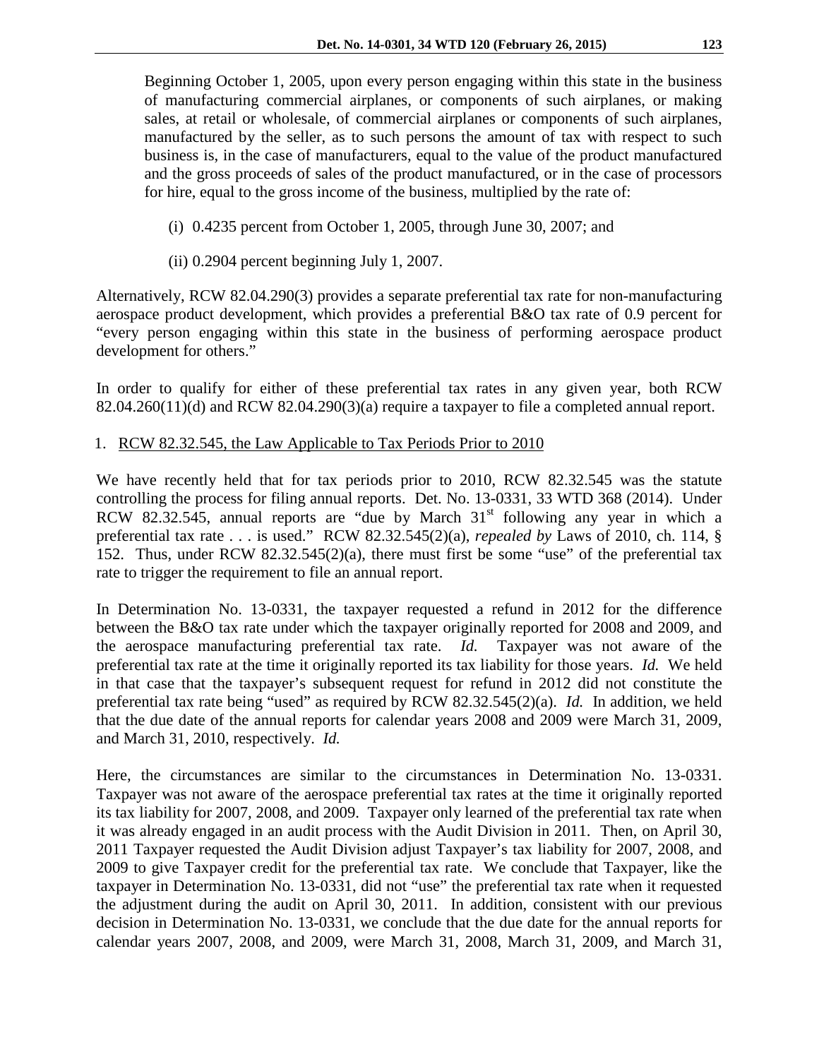Beginning October 1, 2005, upon every person engaging within this state in the business of manufacturing commercial airplanes, or components of such airplanes, or making sales, at retail or wholesale, of commercial airplanes or components of such airplanes, manufactured by the seller, as to such persons the amount of tax with respect to such business is, in the case of manufacturers, equal to the value of the product manufactured and the gross proceeds of sales of the product manufactured, or in the case of processors for hire, equal to the gross income of the business, multiplied by the rate of:

> (i) 0.4235 percent from October 1, 2005, through June 30, 2007; and
>
> (ii) 0.2904 percent beginning July 1, 2007.

Alternatively, RCW 82.04.290(3) provides a separate preferential tax rate for non-manufacturing aerospace product development, which provides a preferential B&O tax rate of 0.9 percent for "every person engaging within this state in the business of performing aerospace product development for others."

In order to qualify for either of these preferential tax rates in any given year, both RCW 82.04.260(11)(d) and RCW 82.04.290(3)(a) require a taxpayer to file a completed annual report.

1. <u>RCW 82.32.545, the Law Applicable to Tax Periods Prior to 2010</u>

We have recently held that for tax periods prior to 2010, RCW 82.32.545 was the statute controlling the process for filing annual reports. Det. No. 13-0331, 33 WTD 368 (2014). Under RCW 82.32.545, annual reports are "due by March 31st following any year in which a preferential tax rate . . . is used." RCW 82.32.545(2)(a), *repealed by* Laws of 2010, ch. 114, § 152. Thus, under RCW 82.32.545(2)(a), there must first be some "use" of the preferential tax rate to trigger the requirement to file an annual report.

In Determination No. 13-0331, the taxpayer requested a refund in 2012 for the difference between the B&O tax rate under which the taxpayer originally reported for 2008 and 2009, and the aerospace manufacturing preferential tax rate. *Id.* Taxpayer was not aware of the preferential tax rate at the time it originally reported its tax liability for those years. *Id.* We held in that case that the taxpayer's subsequent request for refund in 2012 did not constitute the preferential tax rate being "used" as required by RCW 82.32.545(2)(a). *Id.* In addition, we held that the due date of the annual reports for calendar years 2008 and 2009 were March 31, 2009, and March 31, 2010, respectively. *Id.*

Here, the circumstances are similar to the circumstances in Determination No. 13-0331. Taxpayer was not aware of the aerospace preferential tax rates at the time it originally reported its tax liability for 2007, 2008, and 2009. Taxpayer only learned of the preferential tax rate when it was already engaged in an audit process with the Audit Division in 2011. Then, on April 30, 2011 Taxpayer requested the Audit Division adjust Taxpayer's tax liability for 2007, 2008, and 2009 to give Taxpayer credit for the preferential tax rate. We conclude that Taxpayer, like the taxpayer in Determination No. 13-0331, did not "use" the preferential tax rate when it requested the adjustment during the audit on April 30, 2011. In addition, consistent with our previous decision in Determination No. 13-0331, we conclude that the due date for the annual reports for calendar years 2007, 2008, and 2009, were March 31, 2008, March 31, 2009, and March 31,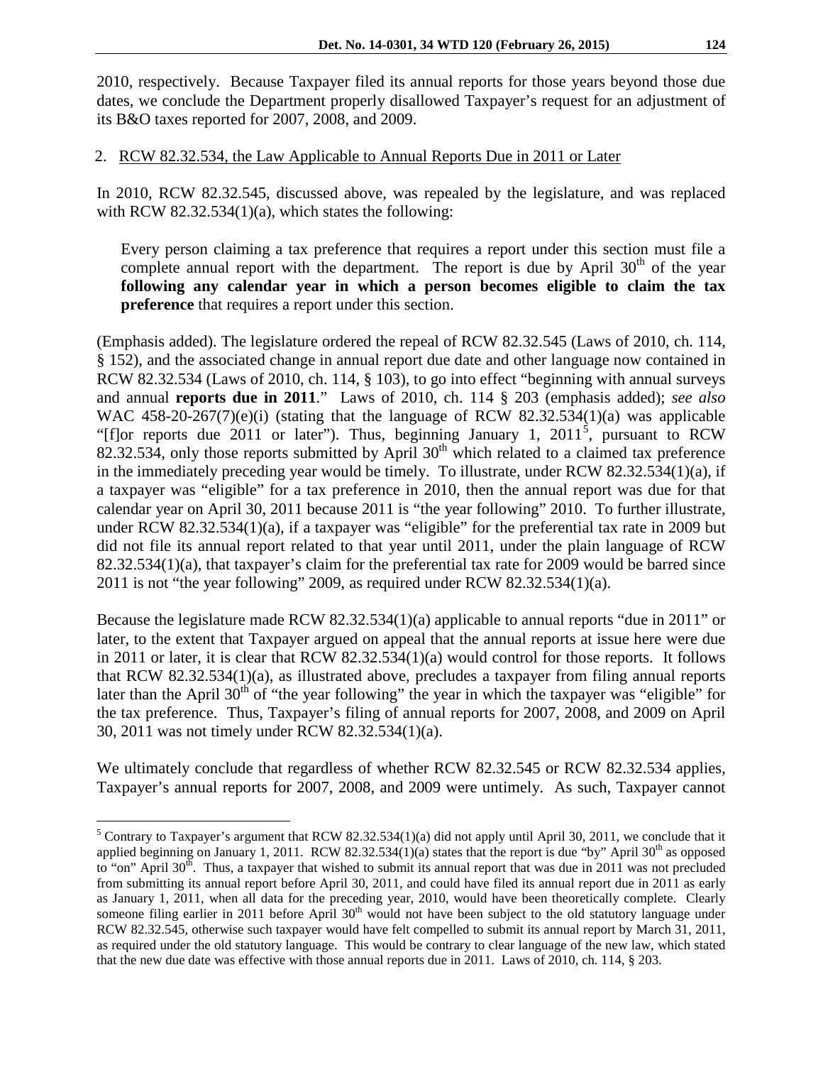2010, respectively. Because Taxpayer filed its annual reports for those years beyond those due dates, we conclude the Department properly disallowed Taxpayer's request for an adjustment of its B&O taxes reported for 2007, 2008, and 2009.

2. RCW 82.32.534, the Law Applicable to Annual Reports Due in 2011 or Later

In 2010, RCW 82.32.545, discussed above, was repealed by the legislature, and was replaced with RCW 82.32.534(1)(a), which states the following:

> Every person claiming a tax preference that requires a report under this section must file a complete annual report with the department. The report is due by April 30th of the year **following any calendar year in which a person becomes eligible to claim the tax preference** that requires a report under this section.

(Emphasis added). The legislature ordered the repeal of RCW 82.32.545 (Laws of 2010, ch. 114, § 152), and the associated change in annual report due date and other language now contained in RCW 82.32.534 (Laws of 2010, ch. 114, § 103), to go into effect "beginning with annual surveys and annual **reports due in 2011**." Laws of 2010, ch. 114 § 203 (emphasis added); *see also* WAC 458-20-267(7)(e)(i) (stating that the language of RCW 82.32.534(1)(a) was applicable "[f]or reports due 2011 or later"). Thus, beginning January 1, 2011[5], pursuant to RCW 82.32.534, only those reports submitted by April 30th which related to a claimed tax preference in the immediately preceding year would be timely. To illustrate, under RCW 82.32.534(1)(a), if a taxpayer was "eligible" for a tax preference in 2010, then the annual report was due for that calendar year on April 30, 2011 because 2011 is "the year following" 2010. To further illustrate, under RCW 82.32.534(1)(a), if a taxpayer was "eligible" for the preferential tax rate in 2009 but did not file its annual report related to that year until 2011, under the plain language of RCW 82.32.534(1)(a), that taxpayer's claim for the preferential tax rate for 2009 would be barred since 2011 is not "the year following" 2009, as required under RCW 82.32.534(1)(a).

Because the legislature made RCW 82.32.534(1)(a) applicable to annual reports "due in 2011" or later, to the extent that Taxpayer argued on appeal that the annual reports at issue here were due in 2011 or later, it is clear that RCW 82.32.534(1)(a) would control for those reports. It follows that RCW 82.32.534(1)(a), as illustrated above, precludes a taxpayer from filing annual reports later than the April 30th of "the year following" the year in which the taxpayer was "eligible" for the tax preference. Thus, Taxpayer's filing of annual reports for 2007, 2008, and 2009 on April 30, 2011 was not timely under RCW 82.32.534(1)(a).

We ultimately conclude that regardless of whether RCW 82.32.545 or RCW 82.32.534 applies, Taxpayer's annual reports for 2007, 2008, and 2009 were untimely. As such, Taxpayer cannot

---

[5] Contrary to Taxpayer's argument that RCW 82.32.534(1)(a) did not apply until April 30, 2011, we conclude that it applied beginning on January 1, 2011. RCW 82.32.534(1)(a) states that the report is due "by" April 30th as opposed to "on" April 30th. Thus, a taxpayer that wished to submit its annual report that was due in 2011 was not precluded from submitting its annual report before April 30, 2011, and could have filed its annual report due in 2011 as early as January 1, 2011, when all data for the preceding year, 2010, would have been theoretically complete. Clearly someone filing earlier in 2011 before April 30th would not have been subject to the old statutory language under RCW 82.32.545, otherwise such taxpayer would have felt compelled to submit its annual report by March 31, 2011, as required under the old statutory language. This would be contrary to clear language of the new law, which stated that the new due date was effective with those annual reports due in 2011. Laws of 2010, ch. 114, § 203.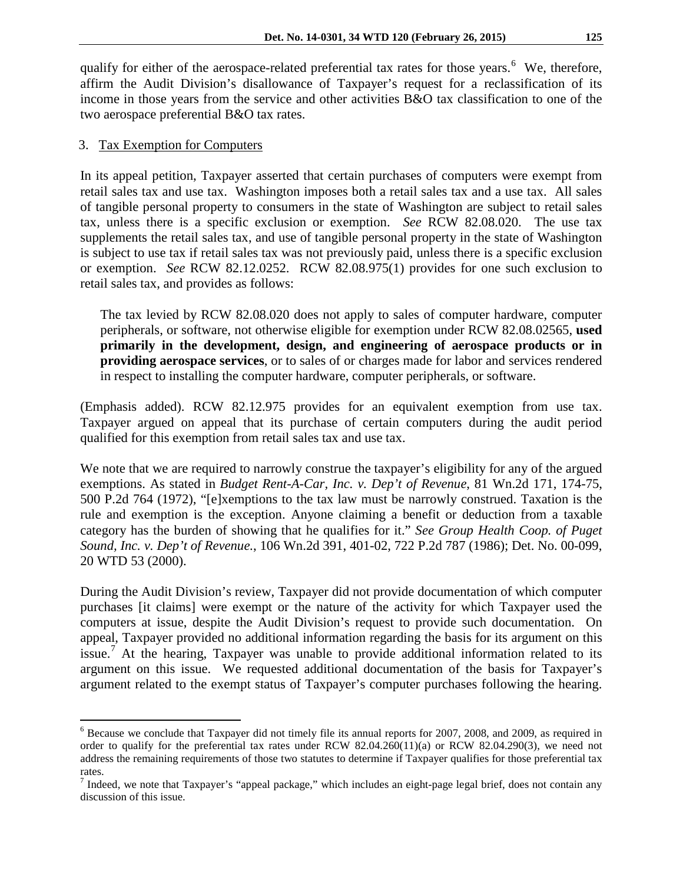qualify for either of the aerospace-related preferential tax rates for those years.[6] We, therefore, affirm the Audit Division's disallowance of Taxpayer's request for a reclassification of its income in those years from the service and other activities B&O tax classification to one of the two aerospace preferential B&O tax rates.

3. Tax Exemption for Computers

In its appeal petition, Taxpayer asserted that certain purchases of computers were exempt from retail sales tax and use tax. Washington imposes both a retail sales tax and a use tax. All sales of tangible personal property to consumers in the state of Washington are subject to retail sales tax, unless there is a specific exclusion or exemption. *See* RCW 82.08.020. The use tax supplements the retail sales tax, and use of tangible personal property in the state of Washington is subject to use tax if retail sales tax was not previously paid, unless there is a specific exclusion or exemption. *See* RCW 82.12.0252. RCW 82.08.975(1) provides for one such exclusion to retail sales tax, and provides as follows:

> The tax levied by RCW 82.08.020 does not apply to sales of computer hardware, computer peripherals, or software, not otherwise eligible for exemption under RCW 82.08.02565, **used primarily in the development, design, and engineering of aerospace products or in providing aerospace services**, or to sales of or charges made for labor and services rendered in respect to installing the computer hardware, computer peripherals, or software.

(Emphasis added). RCW 82.12.975 provides for an equivalent exemption from use tax. Taxpayer argued on appeal that its purchase of certain computers during the audit period qualified for this exemption from retail sales tax and use tax.

We note that we are required to narrowly construe the taxpayer's eligibility for any of the argued exemptions. As stated in *Budget Rent-A-Car, Inc. v. Dep't of Revenue*, 81 Wn.2d 171, 174-75, 500 P.2d 764 (1972), "[e]xemptions to the tax law must be narrowly construed. Taxation is the rule and exemption is the exception. Anyone claiming a benefit or deduction from a taxable category has the burden of showing that he qualifies for it." *See Group Health Coop. of Puget Sound, Inc. v. Dep't of Revenue.*, 106 Wn.2d 391, 401-02, 722 P.2d 787 (1986); Det. No. 00-099, 20 WTD 53 (2000).

During the Audit Division's review, Taxpayer did not provide documentation of which computer purchases [it claims] were exempt or the nature of the activity for which Taxpayer used the computers at issue, despite the Audit Division's request to provide such documentation. On appeal, Taxpayer provided no additional information regarding the basis for its argument on this issue.[7] At the hearing, Taxpayer was unable to provide additional information related to its argument on this issue. We requested additional documentation of the basis for Taxpayer's argument related to the exempt status of Taxpayer's computer purchases following the hearing.

---

[6] Because we conclude that Taxpayer did not timely file its annual reports for 2007, 2008, and 2009, as required in order to qualify for the preferential tax rates under RCW 82.04.260(11)(a) or RCW 82.04.290(3), we need not address the remaining requirements of those two statutes to determine if Taxpayer qualifies for those preferential tax rates.

[7] Indeed, we note that Taxpayer's "appeal package," which includes an eight-page legal brief, does not contain any discussion of this issue.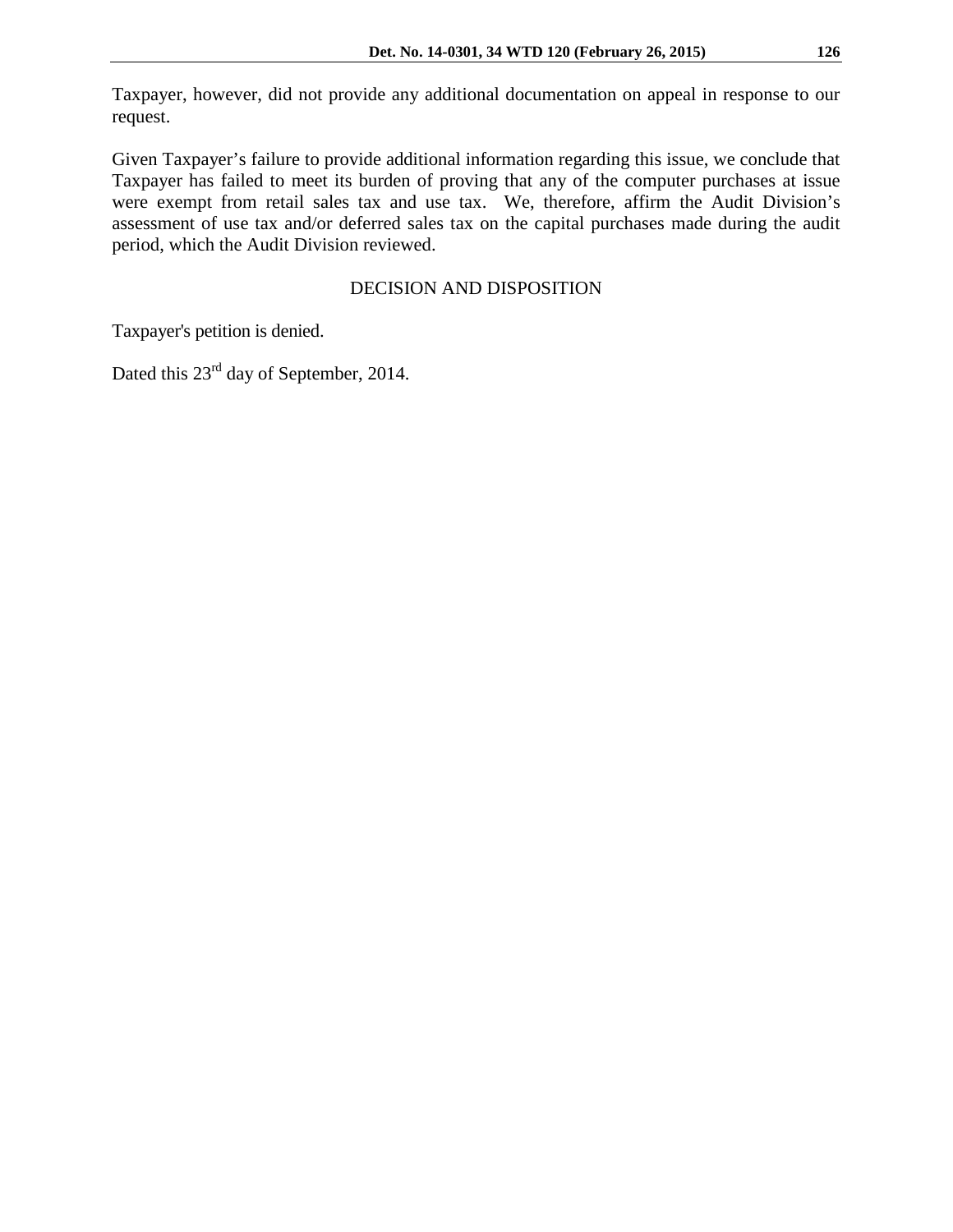Taxpayer, however, did not provide any additional documentation on appeal in response to our request.

Given Taxpayer's failure to provide additional information regarding this issue, we conclude that Taxpayer has failed to meet its burden of proving that any of the computer purchases at issue were exempt from retail sales tax and use tax. We, therefore, affirm the Audit Division's assessment of use tax and/or deferred sales tax on the capital purchases made during the audit period, which the Audit Division reviewed.

## DECISION AND DISPOSITION

Taxpayer's petition is denied.

Dated this 23rd day of September, 2014.